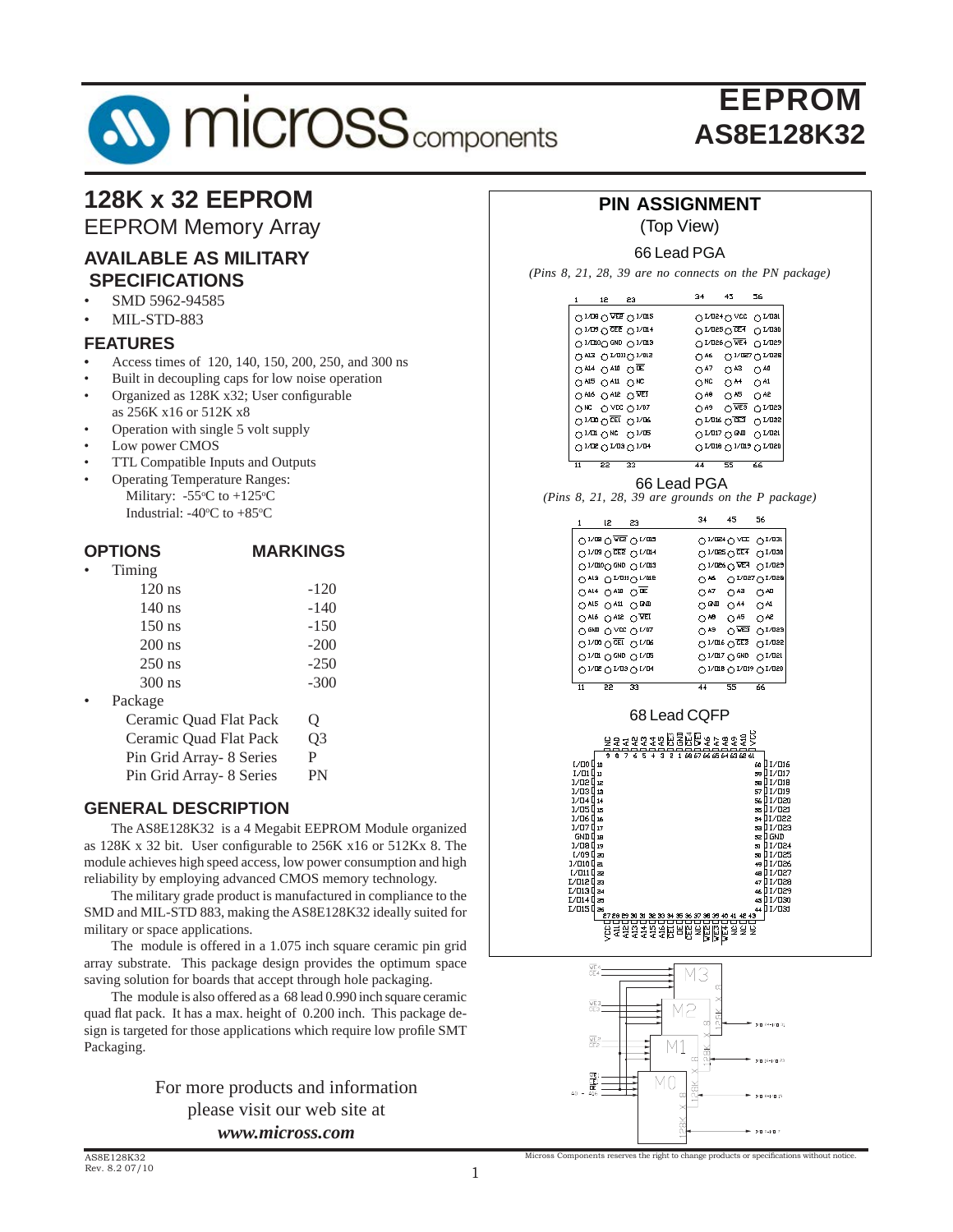# EEPROM
# AS8E128K32

## 128K x 32 EEPROM

EEPROM Memory Array

### AVAILABLE AS MILITARY SPECIFICATIONS

- SMD 5962-94585
- MIL-STD-883

### FEATURES

- Access times of 120, 140, 150, 200, 250, and 300 ns
- Built in decoupling caps for low noise operation
- Organized as 128K x32; User configurable as 256K x16 or 512K x8
- Operation with single 5 volt supply
- Low power CMOS
- TTL Compatible Inputs and Outputs
- Operating Temperature Ranges:
  Military: -55°C to +125°C
  Industrial: -40°C to +85°C

### OPTIONS / MARKINGS

| OPTIONS | MARKINGS |
|---|---|
| • Timing | |
| 120 ns | -120 |
| 140 ns | -140 |
| 150 ns | -150 |
| 200 ns | -200 |
| 250 ns | -250 |
| 300 ns | -300 |
| • Package | |
| Ceramic Quad Flat Pack | Q |
| Ceramic Quad Flat Pack | Q3 |
| Pin Grid Array- 8 Series | P |
| Pin Grid Array- 8 Series | PN |

### GENERAL DESCRIPTION

The AS8E128K32 is a 4 Megabit EEPROM Module organized as 128K x 32 bit. User configurable to 256K x16 or 512Kx 8. The module achieves high speed access, low power consumption and high reliability by employing advanced CMOS memory technology.

The military grade product is manufactured in compliance to the SMD and MIL-STD 883, making the AS8E128K32 ideally suited for military or space applications.

The module is offered in a 1.075 inch square ceramic pin grid array substrate. This package design provides the optimum space saving solution for boards that accept through hole packaging.

The module is also offered as a 68 lead 0.990 inch square ceramic quad flat pack. It has a max. height of 0.200 inch. This package design is targeted for those applications which require low profile SMT Packaging.

For more products and information please visit our web site at
***www.micross.com***

## PIN ASSIGNMENT

(Top View)

66 Lead PGA

*(Pins 8, 21, 28, 39 are no connects on the PN package)*

66 Lead PGA

*(Pins 8, 21, 28, 39 are grounds on the P package)*

68 Lead CQFP

Micross Components reserves the right to change products or specifications without notice.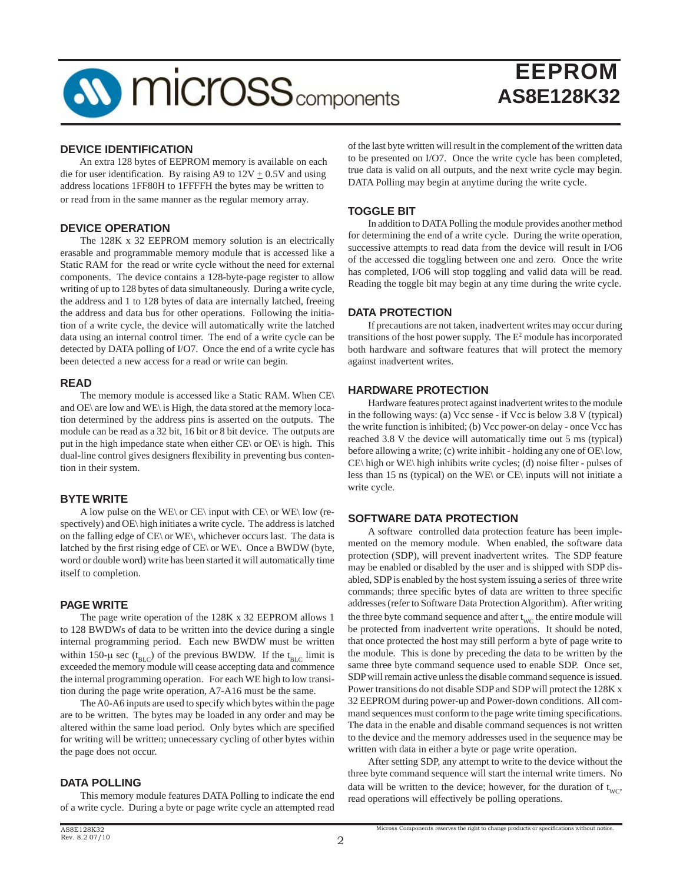## DEVICE IDENTIFICATION

An extra 128 bytes of EEPROM memory is available on each die for user identification. By raising A9 to 12V $\pm$ 0.5V and using address locations 1FF80H to 1FFFFH the bytes may be written to or read from in the same manner as the regular memory array.

## DEVICE OPERATION

The 128K x 32 EEPROM memory solution is an electrically erasable and programmable memory module that is accessed like a Static RAM for the read or write cycle without the need for external components. The device contains a 128-byte-page register to allow writing of up to 128 bytes of data simultaneously. During a write cycle, the address and 1 to 128 bytes of data are internally latched, freeing the address and data bus for other operations. Following the initiation of a write cycle, the device will automatically write the latched data using an internal control timer. The end of a write cycle can be detected by DATA polling of I/O7. Once the end of a write cycle has been detected a new access for a read or write can begin.

## READ

The memory module is accessed like a Static RAM. When CE\ and OE\ are low and WE\ is High, the data stored at the memory location determined by the address pins is asserted on the outputs. The module can be read as a 32 bit, 16 bit or 8 bit device. The outputs are put in the high impedance state when either CE\ or OE\ is high. This dual-line control gives designers flexibility in preventing bus contention in their system.

## BYTE WRITE

A low pulse on the WE\ or CE\ input with CE\ or WE\ low (respectively) and OE\ high initiates a write cycle. The address is latched on the falling edge of CE\ or WE\, whichever occurs last. The data is latched by the first rising edge of CE\ or WE\. Once a BWDW (byte, word or double word) write has been started it will automatically time itself to completion.

## PAGE WRITE

The page write operation of the 128K x 32 EEPROM allows 1 to 128 BWDWs of data to be written into the device during a single internal programming period. Each new BWDW must be written within 150-μ sec ($t_{BLC}$) of the previous BWDW. If the $t_{BLC}$ limit is exceeded the memory module will cease accepting data and commence the internal programming operation. For each WE high to low transition during the page write operation, A7-A16 must be the same.

The A0-A6 inputs are used to specify which bytes within the page are to be written. The bytes may be loaded in any order and may be altered within the same load period. Only bytes which are specified for writing will be written; unnecessary cycling of other bytes within the page does not occur.

## DATA POLLING

This memory module features DATA Polling to indicate the end of a write cycle. During a byte or page write cycle an attempted read of the last byte written will result in the complement of the written data to be presented on I/O7. Once the write cycle has been completed, true data is valid on all outputs, and the next write cycle may begin. DATA Polling may begin at anytime during the write cycle.

## TOGGLE BIT

In addition to DATA Polling the module provides another method for determining the end of a write cycle. During the write operation, successive attempts to read data from the device will result in I/O6 of the accessed die toggling between one and zero. Once the write has completed, I/O6 will stop toggling and valid data will be read. Reading the toggle bit may begin at any time during the write cycle.

## DATA PROTECTION

If precautions are not taken, inadvertent writes may occur during transitions of the host power supply. The $E^2$ module has incorporated both hardware and software features that will protect the memory against inadvertent writes.

## HARDWARE PROTECTION

Hardware features protect against inadvertent writes to the module in the following ways: (a) Vcc sense - if Vcc is below 3.8 V (typical) the write function is inhibited; (b) Vcc power-on delay - once Vcc has reached 3.8 V the device will automatically time out 5 ms (typical) before allowing a write; (c) write inhibit - holding any one of OE\ low, CE\ high or WE\ high inhibits write cycles; (d) noise filter - pulses of less than 15 ns (typical) on the WE\ or CE\ inputs will not initiate a write cycle.

## SOFTWARE DATA PROTECTION

A software controlled data protection feature has been implemented on the memory module. When enabled, the software data protection (SDP), will prevent inadvertent writes. The SDP feature may be enabled or disabled by the user and is shipped with SDP disabled, SDP is enabled by the host system issuing a series of three write commands; three specific bytes of data are written to three specific addresses (refer to Software Data Protection Algorithm). After writing the three byte command sequence and after $t_{WC}$ the entire module will be protected from inadvertent write operations. It should be noted, that once protected the host may still perform a byte of page write to the module. This is done by preceding the data to be written by the same three byte command sequence used to enable SDP. Once set, SDP will remain active unless the disable command sequence is issued. Power transitions do not disable SDP and SDP will protect the 128K x 32 EEPROM during power-up and Power-down conditions. All command sequences must conform to the page write timing specifications. The data in the enable and disable command sequences is not written to the device and the memory addresses used in the sequence may be written with data in either a byte or page write operation.

After setting SDP, any attempt to write to the device without the three byte command sequence will start the internal write timers. No data will be written to the device; however, for the duration of $t_{WC}$, read operations will effectively be polling operations.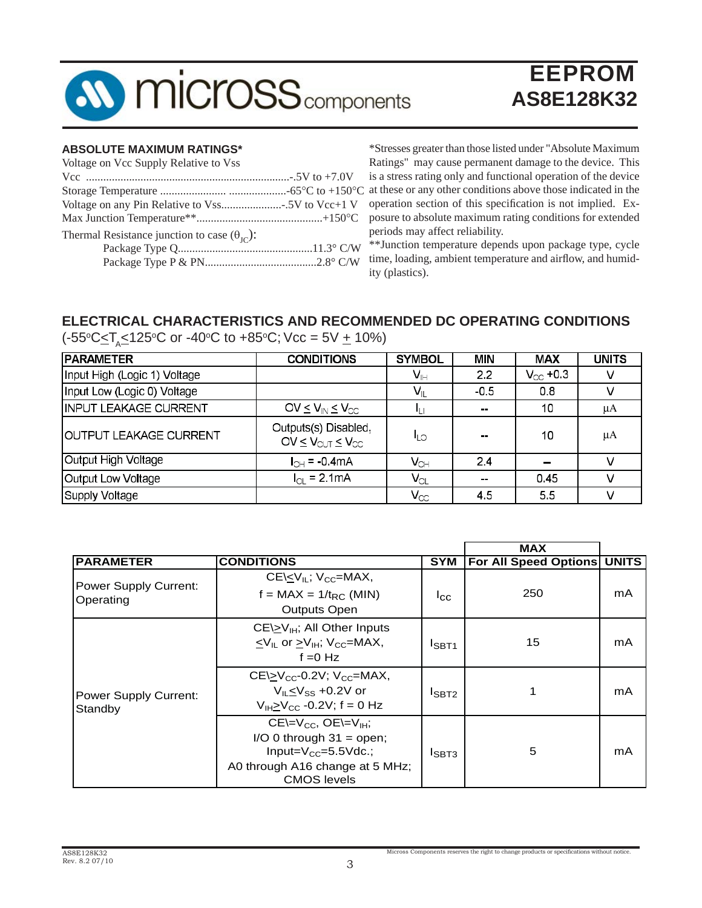## ABSOLUTE MAXIMUM RATINGS*

Voltage on Vcc Supply Relative to Vss

Vcc ........................................................................-.5V to +7.0V

Storage Temperature ........................ ....................-65°C to +150°C

Voltage on any Pin Relative to Vss......................-.5V to Vcc+1 V

Max Junction Temperature**............................................+150°C

Thermal Resistance junction to case ($\theta_{JC}$):

- Package Type Q...............................................11.3° C/W
- Package Type P & PN.......................................2.8° C/W

*Stresses greater than those listed under "Absolute Maximum Ratings" may cause permanent damage to the device. This is a stress rating only and functional operation of the device at these or any other conditions above those indicated in the operation section of this specification is not implied. Exposure to absolute maximum rating conditions for extended periods may affect reliability.

**Junction temperature depends upon package type, cycle time, loading, ambient temperature and airflow, and humidity (plastics).

## ELECTRICAL CHARACTERISTICS AND RECOMMENDED DC OPERATING CONDITIONS

(-55°C≤$T_A$≤125°C or -40°C to +85°C; Vcc = 5V ± 10%)

| PARAMETER | CONDITIONS | SYMBOL | MIN | MAX | UNITS |
|---|---|---|---|---|---|
| Input High (Logic 1) Voltage | | $V_{IH}$ | 2.2 | $V_{CC}$ +0.3 | V |
| Input Low (Logic 0) Voltage | | $V_{IL}$ | -0.5 | 0.8 | V |
| INPUT LEAKAGE CURRENT | $0V \leq V_{IN} \leq V_{CC}$ | $I_{LI}$ | -- | 10 | µA |
| OUTPUT LEAKAGE CURRENT | Outputs(s) Disabled, $0V \leq V_{OUT} \leq V_{CC}$ | $I_{LO}$ | -- | 10 | µA |
| Output High Voltage | $I_{OH}$ = -0.4mA | $V_{OH}$ | 2.4 | -- | V |
| Output Low Voltage | $I_{OL}$ = 2.1mA | $V_{OL}$ | -- | 0.45 | V |
| Supply Voltage | | $V_{CC}$ | 4.5 | 5.5 | V |

| PARAMETER | CONDITIONS | SYM | MAX For All Speed Options | UNITS |
|---|---|---|---|---|
| Power Supply Current: Operating | CE\≤$V_{IL}$; $V_{CC}$=MAX, f = MAX = 1/$t_{RC}$ (MIN) Outputs Open | $I_{CC}$ | 250 | mA |
| Power Supply Current: Standby | CE\≥$V_{IH}$; All Other Inputs ≤$V_{IL}$ or ≥$V_{IH}$; $V_{CC}$=MAX, f =0 Hz | $I_{SBT1}$ | 15 | mA |
| | CE\≥$V_{CC}$-0.2V; $V_{CC}$=MAX, $V_{IL}$≤$V_{SS}$ +0.2V or $V_{IH}$≥$V_{CC}$ -0.2V; f = 0 Hz | $I_{SBT2}$ | 1 | mA |
| | CE\=$V_{CC}$, OE\=$V_{IH}$; I/O 0 through 31 = open; Input=$V_{CC}$=5.5Vdc.; A0 through A16 change at 5 MHz; CMOS levels | $I_{SBT3}$ | 5 | mA |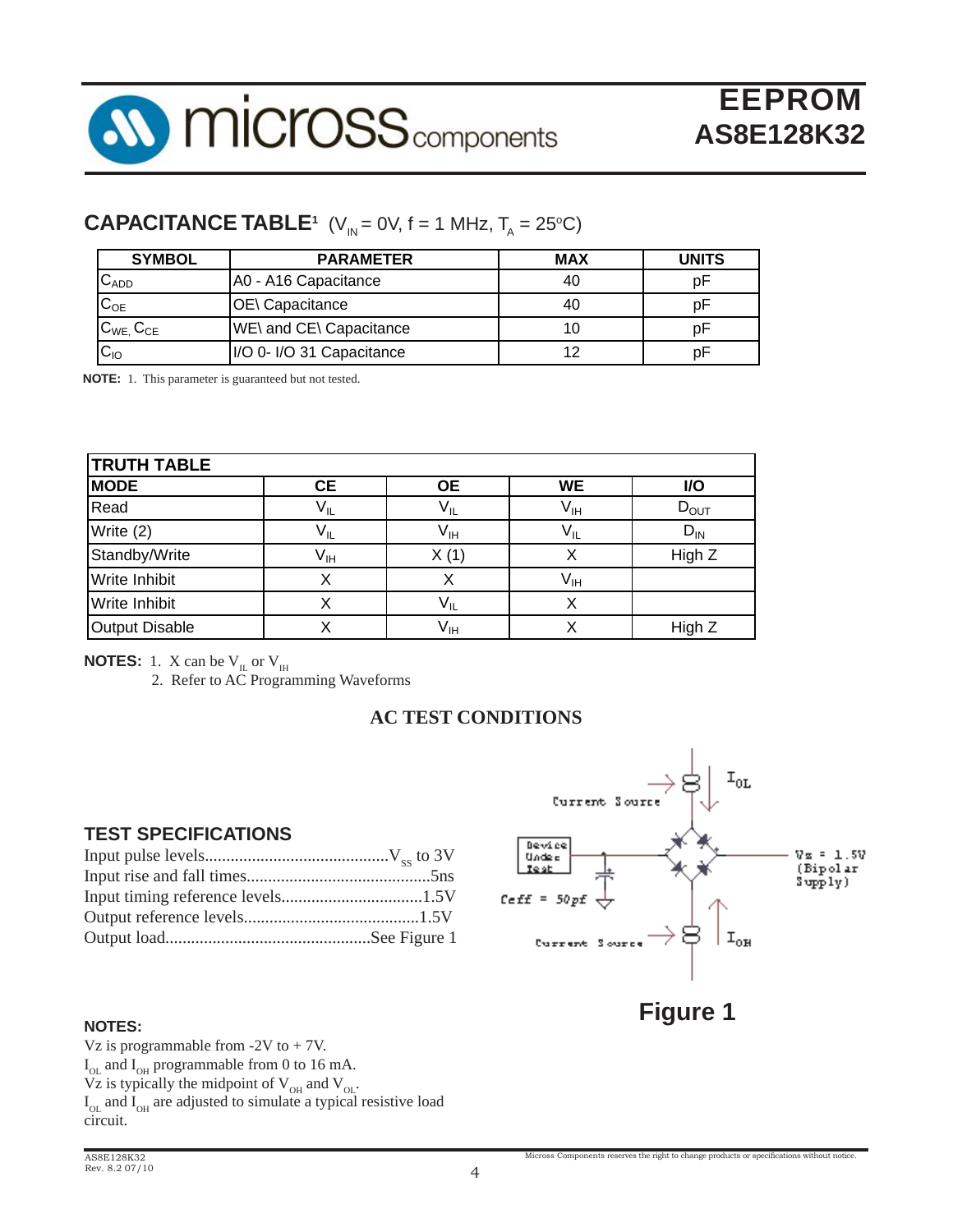## CAPACITANCE TABLE[1] ($V_{IN}$ = 0V, f = 1 MHz, $T_A$ = 25°C)

| SYMBOL | PARAMETER | MAX | UNITS |
|---|---|---|---|
| $C_{ADD}$ | A0 - A16 Capacitance | 40 | pF |
| $C_{OE}$ | OE\ Capacitance | 40 | pF |
| $C_{WE}$, $C_{CE}$ | WE\ and CE\ Capacitance | 10 | pF |
| $C_{IO}$ | I/O 0- I/O 31 Capacitance | 12 | pF |

**NOTE:** 1. This parameter is guaranteed but not tested.

| TRUTH TABLE | | | | |
|---|---|---|---|---|
| **MODE** | **CE** | **OE** | **WE** | **I/O** |
| Read | $V_{IL}$ | $V_{IL}$ | $V_{IH}$ | $D_{OUT}$ |
| Write (2) | $V_{IL}$ | $V_{IH}$ | $V_{IL}$ | $D_{IN}$ |
| Standby/Write | $V_{IH}$ | X (1) | X | High Z |
| Write Inhibit | X | X | $V_{IH}$ | |
| Write Inhibit | X | $V_{IL}$ | X | |
| Output Disable | X | $V_{IH}$ | X | High Z |

**NOTES:** 1. X can be $V_{IL}$ or $V_{IH}$
2. Refer to AC Programming Waveforms

## AC TEST CONDITIONS

### TEST SPECIFICATIONS

Input pulse levels.......................................$V_{SS}$ to 3V
Input rise and fall times...........................................5ns
Input timing reference levels.................................1.5V
Output reference levels.........................................1.5V
Output load................................................See Figure 1

Current Source $I_{OL}$

Device Under Test

Ceff = 50pf

Current Source $I_{OH}$

Vz = 1.5V (Bipolar Supply)

**Figure 1**

**NOTES:**
Vz is programmable from -2V to + 7V.
$I_{OL}$ and $I_{OH}$ programmable from 0 to 16 mA.
Vz is typically the midpoint of $V_{OH}$ and $V_{OL}$.
$I_{OL}$ and $I_{OH}$ are adjusted to simulate a typical resistive load circuit.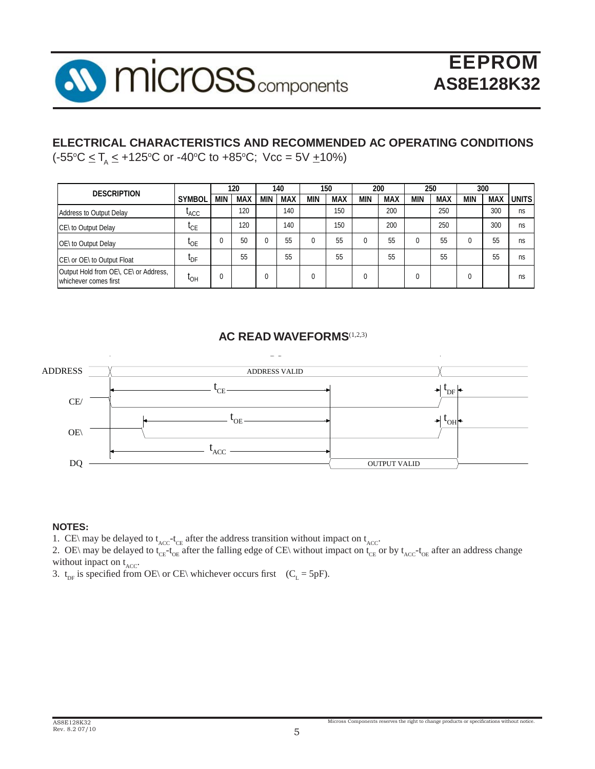## ELECTRICAL CHARACTERISTICS AND RECOMMENDED AC OPERATING CONDITIONS

($-55^oC \le T_A \le +125^oC$ or $-40^oC$ to $+85^oC$; Vcc = 5V $\pm$10%)

| DESCRIPTION | SYMBOL | 120 | | 140 | | 150 | | 200 | | 250 | | 300 | | UNITS |
|---|---|---|---|---|---|---|---|---|---|---|---|---|---|---|
| | | MIN | MAX | MIN | MAX | MIN | MAX | MIN | MAX | MIN | MAX | MIN | MAX | |
| Address to Output Delay | $t_{ACC}$ | | 120 | | 140 | | 150 | | 200 | | 250 | | 300 | ns |
| CE\ to Output Delay | $t_{CE}$ | | 120 | | 140 | | 150 | | 200 | | 250 | | 300 | ns |
| OE\ to Output Delay | $t_{OE}$ | 0 | 50 | 0 | 55 | 0 | 55 | 0 | 55 | 0 | 55 | 0 | 55 | ns |
| CE\ or OE\ to Output Float | $t_{DF}$ | | 55 | | 55 | | 55 | | 55 | | 55 | | 55 | ns |
| Output Hold from OE\, CE\ or Address, whichever comes first | $t_{OH}$ | 0 | | 0 | | 0 | | 0 | | 0 | | 0 | | ns |

## AC READ WAVEFORMS(1,2,3)

ADDRESS — ADDRESS VALID

CE/ — $t_{CE}$, $t_{DF}$

OE\ — $t_{OE}$, $t_{OH}$

DQ — $t_{ACC}$, OUTPUT VALID

**NOTES:**

1. CE\ may be delayed to $t_{ACC}$-$t_{CE}$ after the address transition without impact on $t_{ACC}$.
2. OE\ may be delayed to $t_{CE}$-$t_{OE}$ after the falling edge of CE\ without impact on $t_{CE}$ or by $t_{ACC}$-$t_{OE}$ after an address change without inpact on $t_{ACC}$.
3. $t_{DF}$ is specified from OE\ or CE\ whichever occurs first ($C_L$ = 5pF).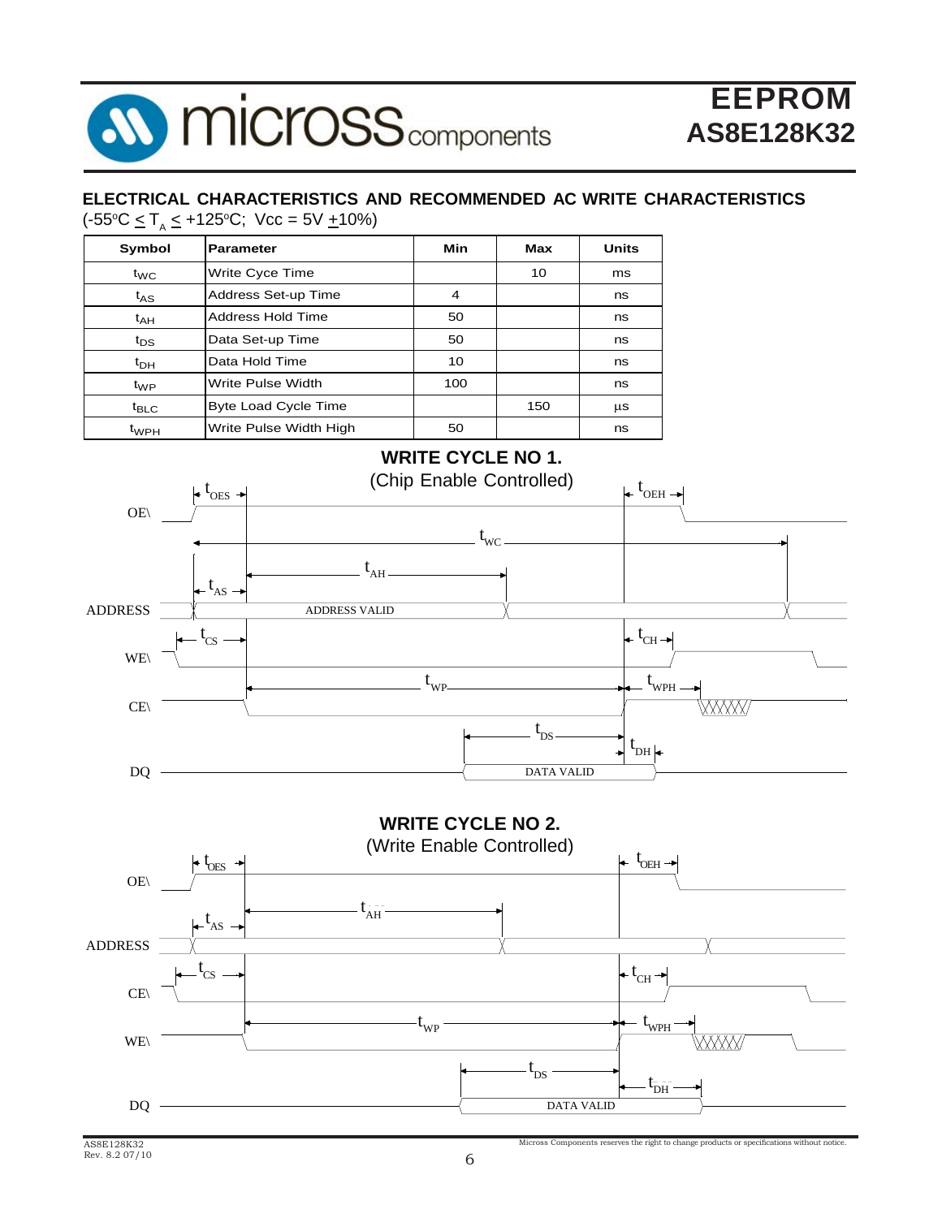## ELECTRICAL CHARACTERISTICS AND RECOMMENDED AC WRITE CHARACTERISTICS

($-55^oC \leq T_A \leq +125^oC$; Vcc = 5V $\pm$10%)

| Symbol | Parameter | Min | Max | Units |
|---|---|---|---|---|
| $t_{WC}$ | Write Cyce Time | | 10 | ms |
| $t_{AS}$ | Address Set-up Time | 4 | | ns |
| $t_{AH}$ | Address Hold Time | 50 | | ns |
| $t_{DS}$ | Data Set-up Time | 50 | | ns |
| $t_{DH}$ | Data Hold Time | 10 | | ns |
| $t_{WP}$ | Write Pulse Width | 100 | | ns |
| $t_{BLC}$ | Byte Load Cycle Time | | 150 | µs |
| $t_{WPH}$ | Write Pulse Width High | 50 | | ns |

### WRITE CYCLE NO 1.
(Chip Enable Controlled)

OE\, ADDRESS, WE\, CE\, DQ — $t_{OES}$, $t_{OEH}$, $t_{WC}$, $t_{AH}$, $t_{AS}$, ADDRESS VALID, $t_{CS}$, $t_{CH}$, $t_{WP}$, $t_{WPH}$, $t_{DS}$, $t_{DH}$, DATA VALID

### WRITE CYCLE NO 2.
(Write Enable Controlled)

OE\, ADDRESS, CE\, WE\, DQ — $t_{OES}$, $t_{OEH}$, $t_{AH}$, $t_{AS}$, $t_{CS}$, $t_{CH}$, $t_{WP}$, $t_{WPH}$, $t_{DS}$, $t_{DH}$, DATA VALID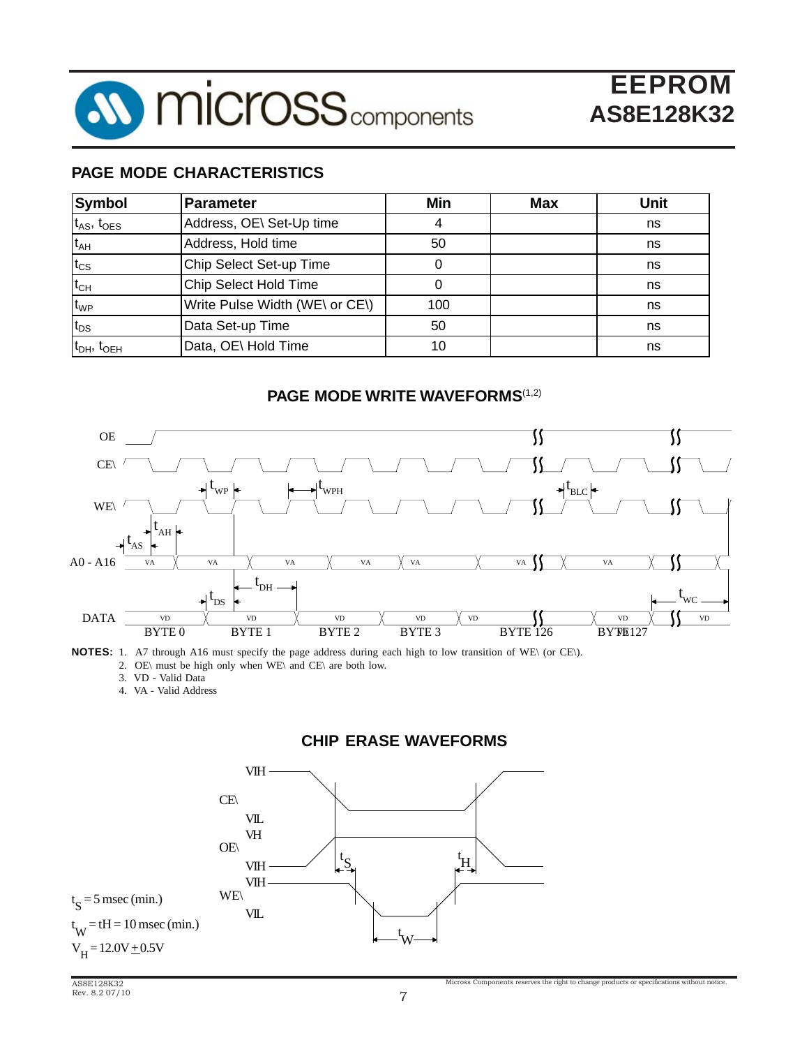## PAGE MODE CHARACTERISTICS

| Symbol | Parameter | Min | Max | Unit |
|---|---|---|---|---|
| $t_{AS}$, $t_{OES}$ | Address, OE\ Set-Up time | 4 | | ns |
| $t_{AH}$ | Address, Hold time | 50 | | ns |
| $t_{CS}$ | Chip Select Set-up Time | 0 | | ns |
| $t_{CH}$ | Chip Select Hold Time | 0 | | ns |
| $t_{WP}$ | Write Pulse Width (WE\ or CE\) | 100 | | ns |
| $t_{DS}$ | Data Set-up Time | 50 | | ns |
| $t_{DH}$, $t_{OEH}$ | Data, OE\ Hold Time | 10 | | ns |

## PAGE MODE WRITE WAVEFORMS(1,2)

OE, CE\, WE\, A0 - A16, DATA

$t_{WP}$, $t_{WPH}$, $t_{BLC}$, $t_{AH}$, $t_{AS}$, $t_{DH}$, $t_{DS}$, $t_{WC}$

VA, VD

BYTE 0, BYTE 1, BYTE 2, BYTE 3, BYTE 126, BYTE 127

**NOTES:**
1. A7 through A16 must specify the page address during each high to low transition of WE\ (or CE\).
2. OE\ must be high only when WE\ and CE\ are both low.
3. VD - Valid Data
4. VA - Valid Address

## CHIP ERASE WAVEFORMS

CE\: VIH, VIL
OE\: VH, VIH
WE\: VIH, VIL

$t_S$, $t_H$, $t_W$

$t_S = 5$ msec (min.)

$t_W = t_H = 10$ msec (min.)

$V_H = 12.0V \pm 0.5V$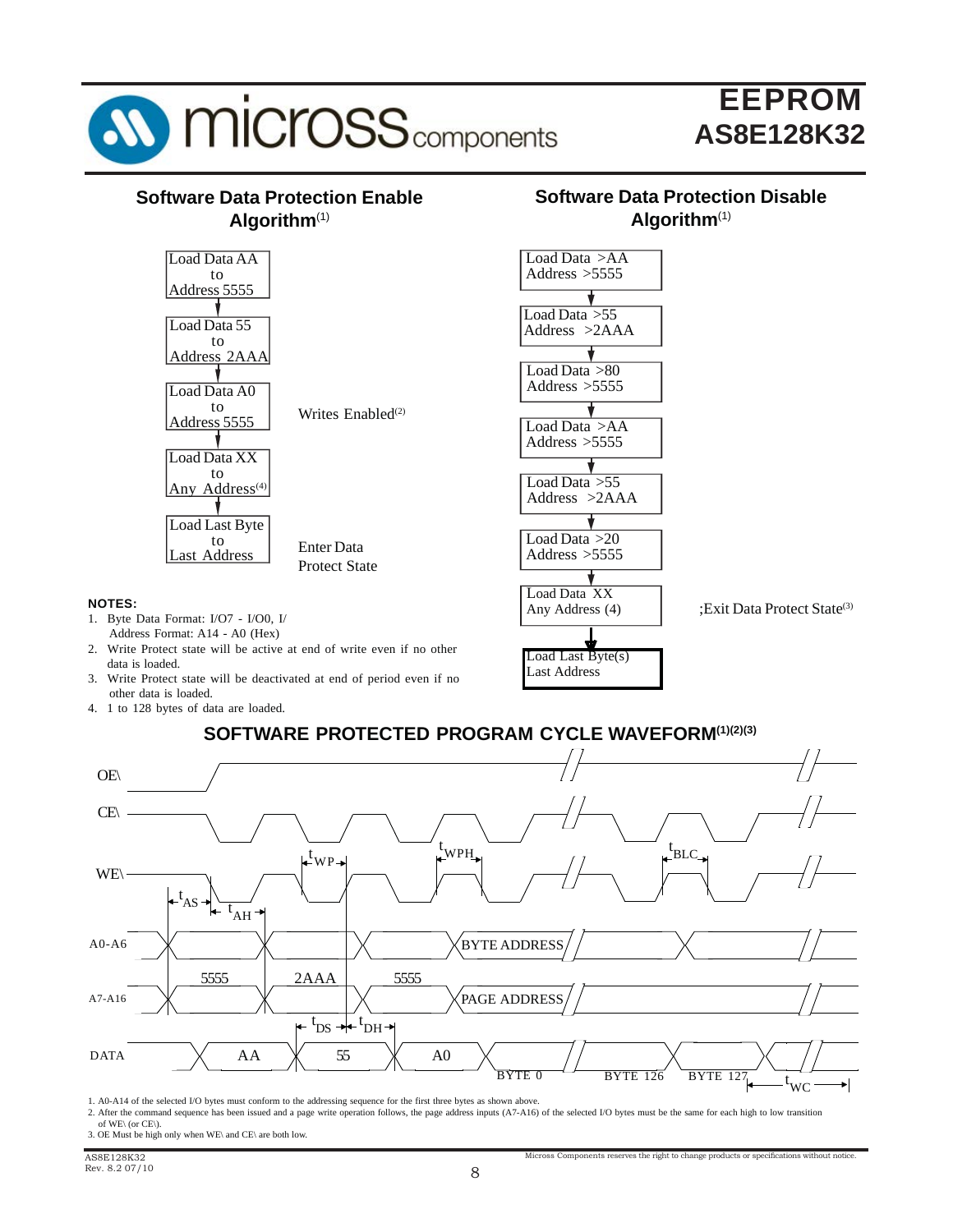## Software Data Protection Enable Algorithm[1]

Load Data AA to Address 5555
↓
Load Data 55 to Address 2AAA
↓
Load Data A0 to Address 5555 — Writes Enabled[2]
↓
Load Data XX to Any Address[4]
↓
Load Last Byte to Last Address — Enter Data Protect State

**NOTES:**

1. Byte Data Format: I/O7 - I/O0, I/ Address Format: A14 - A0 (Hex)
2. Write Protect state will be active at end of write even if no other data is loaded.
3. Write Protect state will be deactivated at end of period even if no other data is loaded.
4. 1 to 128 bytes of data are loaded.

## Software Data Protection Disable Algorithm[1]

Load Data >AA Address >5555
↓
Load Data >55 Address >2AAA
↓
Load Data >80 Address >5555
↓
Load Data >AA Address >5555
↓
Load Data >55 Address >2AAA
↓
Load Data >20 Address >5555
↓
Load Data XX Any Address (4) — ;Exit Data Protect State[3]
↓
Load Last Byte(s) Last Address

## SOFTWARE PROTECTED PROGRAM CYCLE WAVEFORM[(1)(2)(3)]

Signals: OE\, CE\, WE\, A0-A6, A7-A16, DATA

Timing labels: $t_{AS}$, $t_{AH}$, $t_{WP}$, $t_{WPH}$, $t_{BLC}$, $t_{DS}$, $t_{DH}$, $t_{WC}$

A0-A6 / A7-A16: 5555, 2AAA, 5555, BYTE ADDRESS, PAGE ADDRESS

DATA: AA, 55, A0, BYTE 0, BYTE 126, BYTE 127

1. A0-A14 of the selected I/O bytes must conform to the addressing sequence for the first three bytes as shown above.
2. After the command sequence has been issued and a page write operation follows, the page address inputs (A7-A16) of the selected I/O bytes must be the same for each high to low transition of WE\ (or CE\).
3. OE Must be high only when WE\ and CE\ are both low.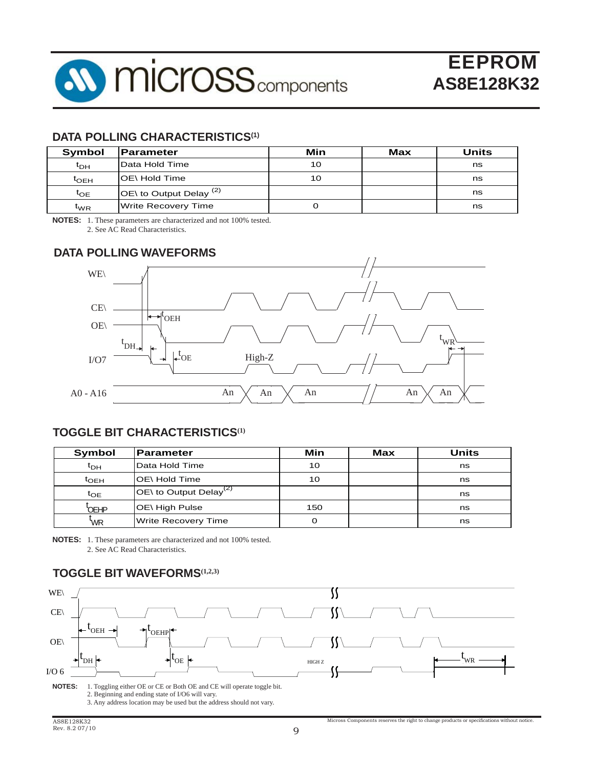## DATA POLLING CHARACTERISTICS[1]

| Symbol | Parameter | Min | Max | Units |
|---|---|---|---|---|
| $t_{DH}$ | Data Hold Time | 10 | | ns |
| $t_{OEH}$ | OE\ Hold Time | 10 | | ns |
| $t_{OE}$ | OE\ to Output Delay [2] | | | ns |
| $t_{WR}$ | Write Recovery Time | 0 | | ns |

**NOTES:** 1. These parameters are characterized and not 100% tested.
2. See AC Read Characteristics.

## DATA POLLING WAVEFORMS

## TOGGLE BIT CHARACTERISTICS[1]

| Symbol | Parameter | Min | Max | Units |
|---|---|---|---|---|
| $t_{DH}$ | Data Hold Time | 10 | | ns |
| $t_{OEH}$ | OE\ Hold Time | 10 | | ns |
| $t_{OE}$ | OE\ to Output Delay[2] | | | ns |
| $t_{OEHP}$ | OE\ High Pulse | 150 | | ns |
| $t_{WR}$ | Write Recovery Time | 0 | | ns |

**NOTES:** 1. These parameters are characterized and not 100% tested.
2. See AC Read Characteristics.

## TOGGLE BIT WAVEFORMS[1,2,3]

**NOTES:** 1. Toggling either OE or CE or Both OE and CE will operate toggle bit.
2. Beginning and ending state of I/O6 will vary.
3. Any address location may be used but the address should not vary.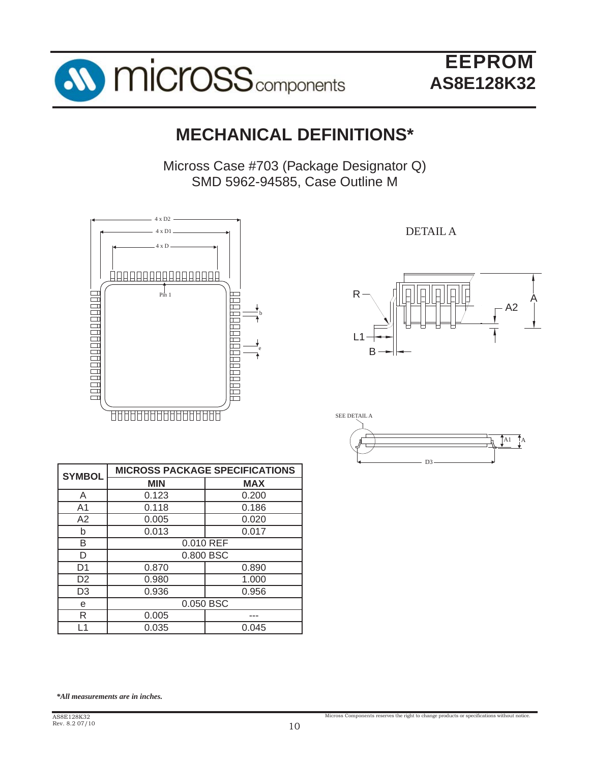# MECHANICAL DEFINITIONS*

Micross Case #703 (Package Designator Q)
SMD 5962-94585, Case Outline M

| SYMBOL | MICROSS PACKAGE SPECIFICATIONS | |
|---|---|---|
| | MIN | MAX |
| A | 0.123 | 0.200 |
| A1 | 0.118 | 0.186 |
| A2 | 0.005 | 0.020 |
| b | 0.013 | 0.017 |
| B | 0.010 REF | |
| D | 0.800 BSC | |
| D1 | 0.870 | 0.890 |
| D2 | 0.980 | 1.000 |
| D3 | 0.936 | 0.956 |
| e | 0.050 BSC | |
| R | 0.005 | --- |
| L1 | 0.035 | 0.045 |

**_*All measurements are in inches._**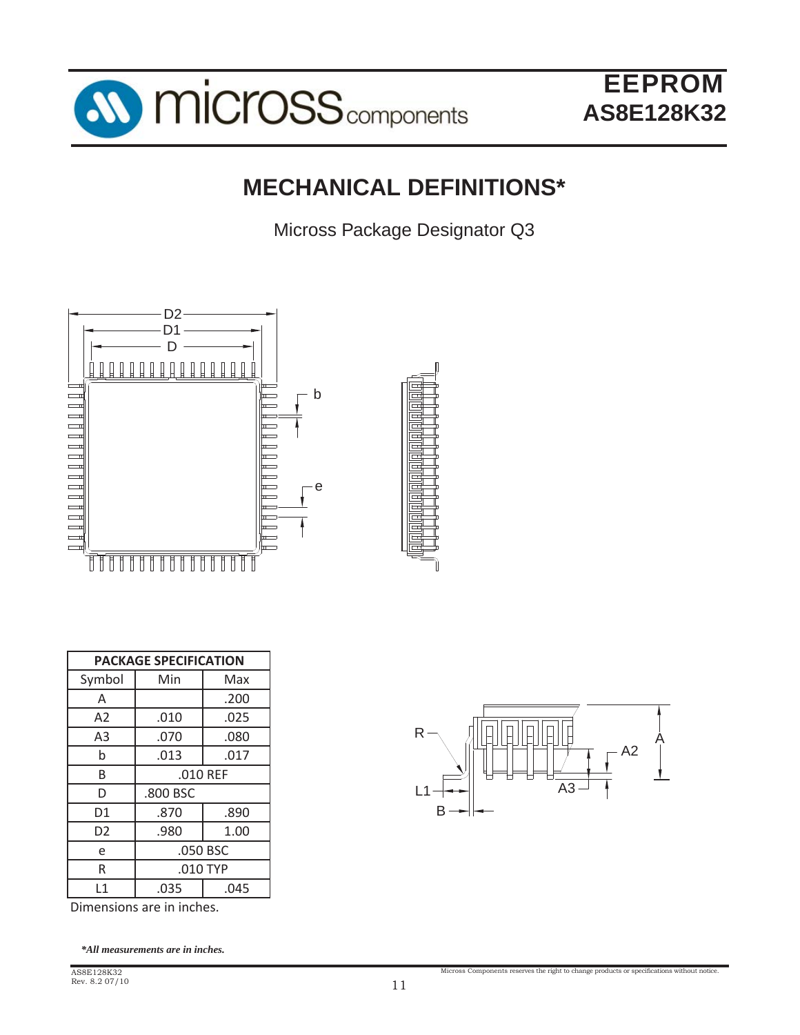# MECHANICAL DEFINITIONS*

Micross Package Designator Q3

| PACKAGE SPECIFICATION | | |
|---|---|---|
| Symbol | Min | Max |
| A | | .200 |
| A2 | .010 | .025 |
| A3 | .070 | .080 |
| b | .013 | .017 |
| B | .010 REF | |
| D | .800 BSC | |
| D1 | .870 | .890 |
| D2 | .980 | 1.00 |
| e | .050 BSC | |
| R | .010 TYP | |
| L1 | .035 | .045 |

Dimensions are in inches.

*All measurements are in inches.*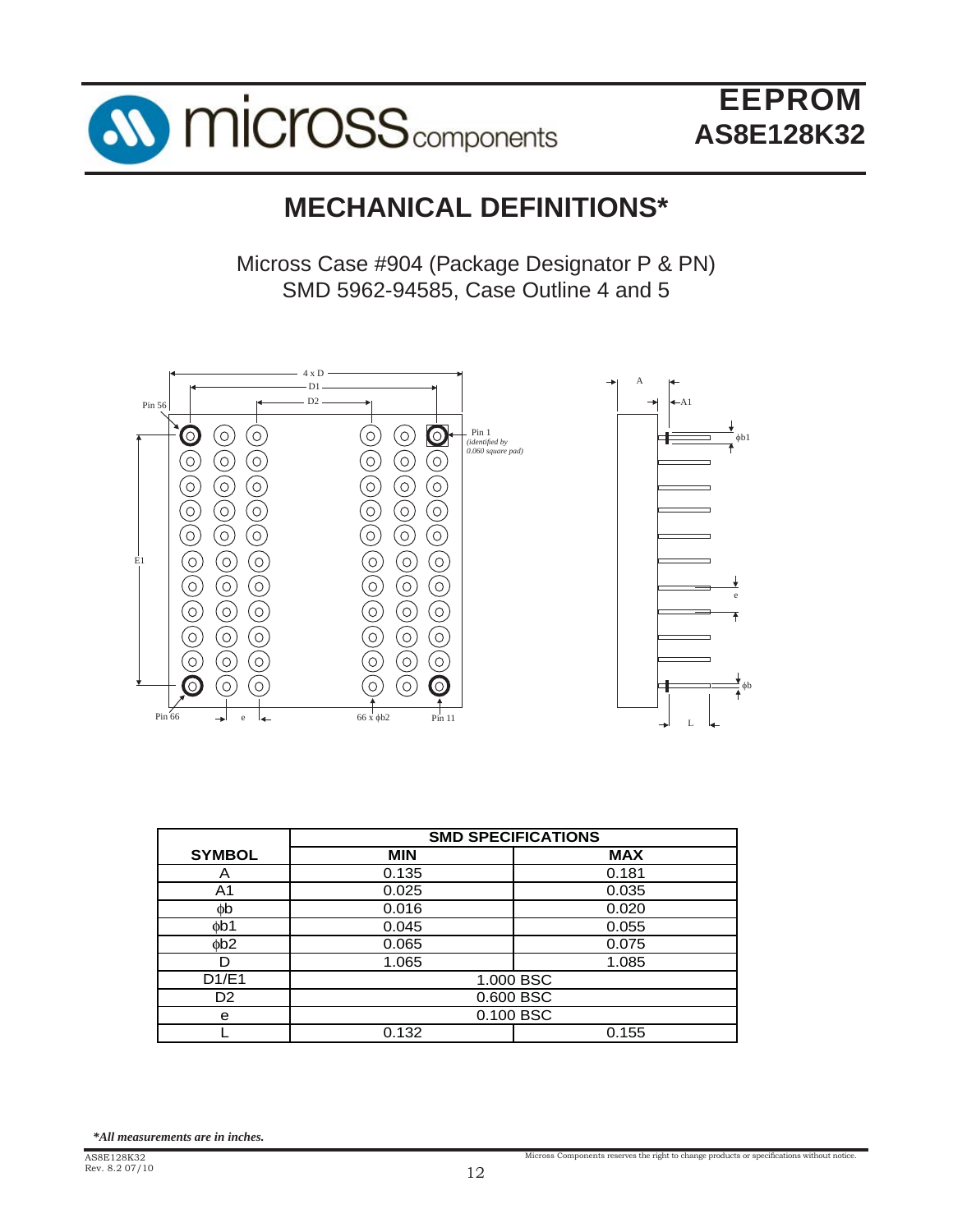# MECHANICAL DEFINITIONS*

Micross Case #904 (Package Designator P & PN)
SMD 5962-94585, Case Outline 4 and 5

| SYMBOL | SMD SPECIFICATIONS | |
|---|---|---|
| | MIN | MAX |
| A | 0.135 | 0.181 |
| A1 | 0.025 | 0.035 |
| ϕb | 0.016 | 0.020 |
| ϕb1 | 0.045 | 0.055 |
| ϕb2 | 0.065 | 0.075 |
| D | 1.065 | 1.085 |
| D1/E1 | 1.000 BSC | |
| D2 | 0.600 BSC | |
| e | 0.100 BSC | |
| L | 0.132 | 0.155 |

*\*All measurements are in inches.*

Micross Components reserves the right to change products or specifications without notice.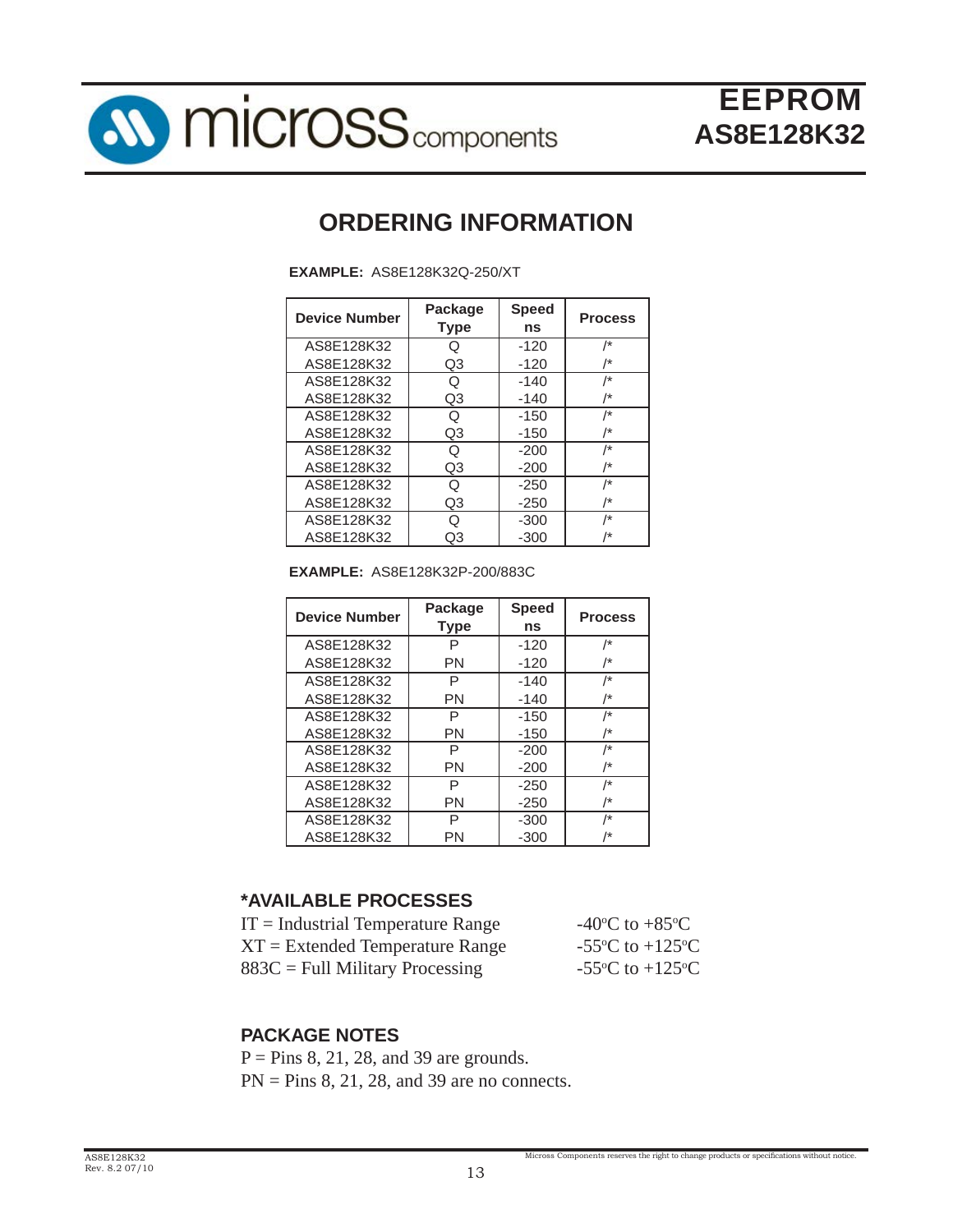## ORDERING INFORMATION

**EXAMPLE:** AS8E128K32Q-250/XT

| Device Number | Package Type | Speed ns | Process |
|---|---|---|---|
| AS8E128K32 | Q | -120 | /* |
| AS8E128K32 | Q3 | -120 | /* |
| AS8E128K32 | Q | -140 | /* |
| AS8E128K32 | Q3 | -140 | /* |
| AS8E128K32 | Q | -150 | /* |
| AS8E128K32 | Q3 | -150 | /* |
| AS8E128K32 | Q | -200 | /* |
| AS8E128K32 | Q3 | -200 | /* |
| AS8E128K32 | Q | -250 | /* |
| AS8E128K32 | Q3 | -250 | /* |
| AS8E128K32 | Q | -300 | /* |
| AS8E128K32 | Q3 | -300 | /* |

**EXAMPLE:** AS8E128K32P-200/883C

| Device Number | Package Type | Speed ns | Process |
|---|---|---|---|
| AS8E128K32 | P | -120 | /* |
| AS8E128K32 | PN | -120 | /* |
| AS8E128K32 | P | -140 | /* |
| AS8E128K32 | PN | -140 | /* |
| AS8E128K32 | P | -150 | /* |
| AS8E128K32 | PN | -150 | /* |
| AS8E128K32 | P | -200 | /* |
| AS8E128K32 | PN | -200 | /* |
| AS8E128K32 | P | -250 | /* |
| AS8E128K32 | PN | -250 | /* |
| AS8E128K32 | P | -300 | /* |
| AS8E128K32 | PN | -300 | /* |

### *AVAILABLE PROCESSES

IT = Industrial Temperature Range — -40°C to +85°C
XT = Extended Temperature Range — -55°C to +125°C
883C = Full Military Processing — -55°C to +125°C

### PACKAGE NOTES

P = Pins 8, 21, 28, and 39 are grounds.
PN = Pins 8, 21, 28, and 39 are no connects.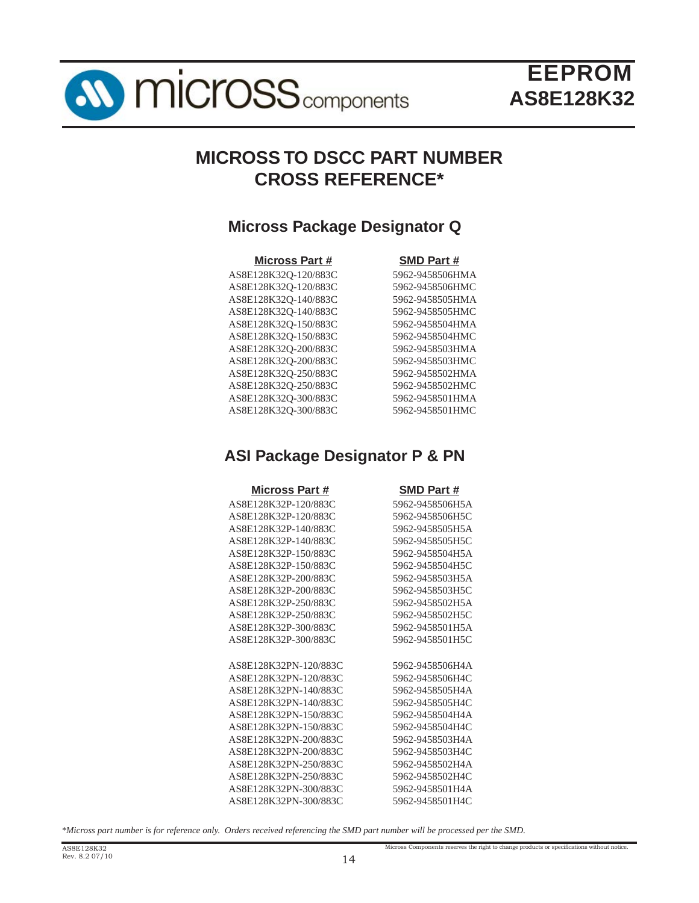# MICROSS TO DSCC PART NUMBER CROSS REFERENCE*

## Micross Package Designator Q

| Micross Part # | SMD Part # |
|---|---|
| AS8E128K32Q-120/883C | 5962-9458506HMA |
| AS8E128K32Q-120/883C | 5962-9458506HMC |
| AS8E128K32Q-140/883C | 5962-9458505HMA |
| AS8E128K32Q-140/883C | 5962-9458505HMC |
| AS8E128K32Q-150/883C | 5962-9458504HMA |
| AS8E128K32Q-150/883C | 5962-9458504HMC |
| AS8E128K32Q-200/883C | 5962-9458503HMA |
| AS8E128K32Q-200/883C | 5962-9458503HMC |
| AS8E128K32Q-250/883C | 5962-9458502HMA |
| AS8E128K32Q-250/883C | 5962-9458502HMC |
| AS8E128K32Q-300/883C | 5962-9458501HMA |
| AS8E128K32Q-300/883C | 5962-9458501HMC |

## ASI Package Designator P & PN

| Micross Part # | SMD Part # |
|---|---|
| AS8E128K32P-120/883C | 5962-9458506H5A |
| AS8E128K32P-120/883C | 5962-9458506H5C |
| AS8E128K32P-140/883C | 5962-9458505H5A |
| AS8E128K32P-140/883C | 5962-9458505H5C |
| AS8E128K32P-150/883C | 5962-9458504H5A |
| AS8E128K32P-150/883C | 5962-9458504H5C |
| AS8E128K32P-200/883C | 5962-9458503H5A |
| AS8E128K32P-200/883C | 5962-9458503H5C |
| AS8E128K32P-250/883C | 5962-9458502H5A |
| AS8E128K32P-250/883C | 5962-9458502H5C |
| AS8E128K32P-300/883C | 5962-9458501H5A |
| AS8E128K32P-300/883C | 5962-9458501H5C |
| | |
| AS8E128K32PN-120/883C | 5962-9458506H4A |
| AS8E128K32PN-120/883C | 5962-9458506H4C |
| AS8E128K32PN-140/883C | 5962-9458505H4A |
| AS8E128K32PN-140/883C | 5962-9458505H4C |
| AS8E128K32PN-150/883C | 5962-9458504H4A |
| AS8E128K32PN-150/883C | 5962-9458504H4C |
| AS8E128K32PN-200/883C | 5962-9458503H4A |
| AS8E128K32PN-200/883C | 5962-9458503H4C |
| AS8E128K32PN-250/883C | 5962-9458502H4A |
| AS8E128K32PN-250/883C | 5962-9458502H4C |
| AS8E128K32PN-300/883C | 5962-9458501H4A |
| AS8E128K32PN-300/883C | 5962-9458501H4C |

*\*Micross part number is for reference only. Orders received referencing the SMD part number will be processed per the SMD.*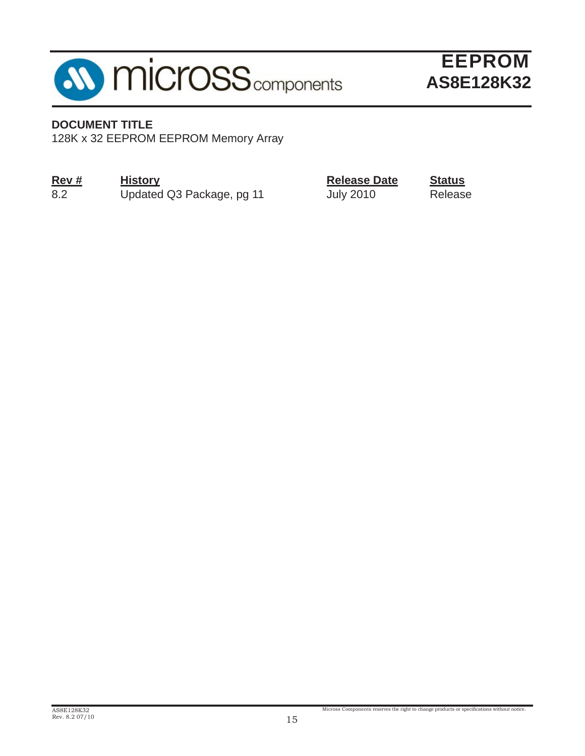**DOCUMENT TITLE**

128K x 32 EEPROM EEPROM Memory Array

| Rev # | History | Release Date | Status |
|---|---|---|---|
| 8.2 | Updated Q3 Package, pg 11 | July 2010 | Release |